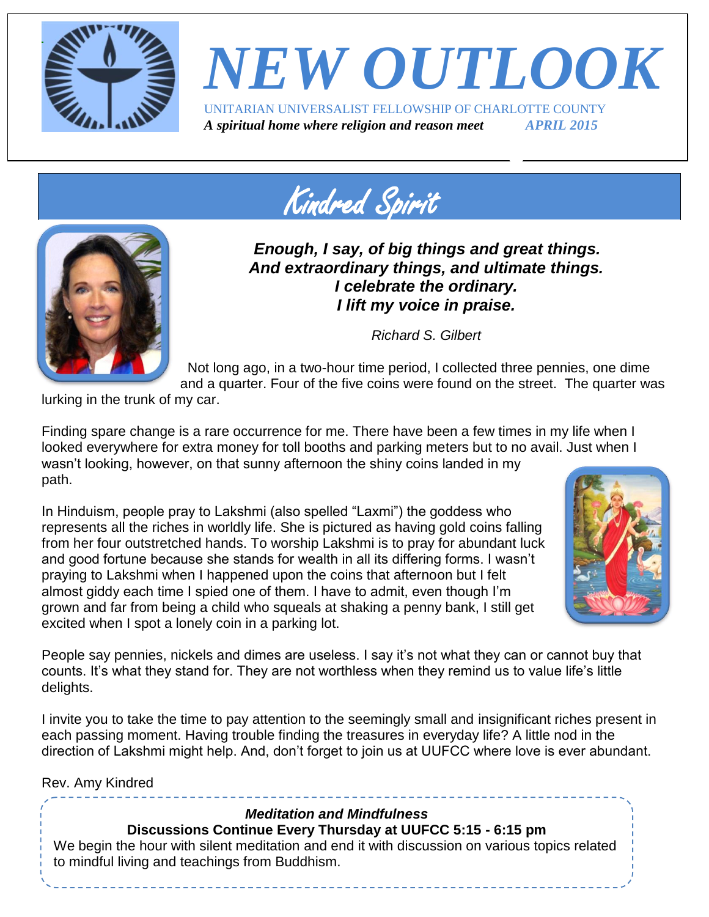# NEW OUTLOOK

UNITARIAN UNIVERSALIST FELLOWSHIP OF CHARLOTTE COUNTY

***A spiritual home where religion and reason meet*** ***APRIL 2015***

## Kindred Spirit

***Enough, I say, of big things and great things.***
***And extraordinary things, and ultimate things.***
***I celebrate the ordinary.***
***I lift my voice in praise.***

*Richard S. Gilbert*

Not long ago, in a two-hour time period, I collected three pennies, one dime and a quarter. Four of the five coins were found on the street. The quarter was lurking in the trunk of my car.

Finding spare change is a rare occurrence for me. There have been a few times in my life when I looked everywhere for extra money for toll booths and parking meters but to no avail. Just when I wasn't looking, however, on that sunny afternoon the shiny coins landed in my path.

In Hinduism, people pray to Lakshmi (also spelled "Laxmi") the goddess who represents all the riches in worldly life. She is pictured as having gold coins falling from her four outstretched hands. To worship Lakshmi is to pray for abundant luck and good fortune because she stands for wealth in all its differing forms. I wasn't praying to Lakshmi when I happened upon the coins that afternoon but I felt almost giddy each time I spied one of them. I have to admit, even though I'm grown and far from being a child who squeals at shaking a penny bank, I still get excited when I spot a lonely coin in a parking lot.

People say pennies, nickels and dimes are useless. I say it's not what they can or cannot buy that counts. It's what they stand for. They are not worthless when they remind us to value life's little delights.

I invite you to take the time to pay attention to the seemingly small and insignificant riches present in each passing moment. Having trouble finding the treasures in everyday life? A little nod in the direction of Lakshmi might help. And, don't forget to join us at UUFCC where love is ever abundant.

Rev. Amy Kindred

***Meditation and Mindfulness***

**Discussions Continue Every Thursday at UUFCC 5:15 - 6:15 pm**

We begin the hour with silent meditation and end it with discussion on various topics related to mindful living and teachings from Buddhism.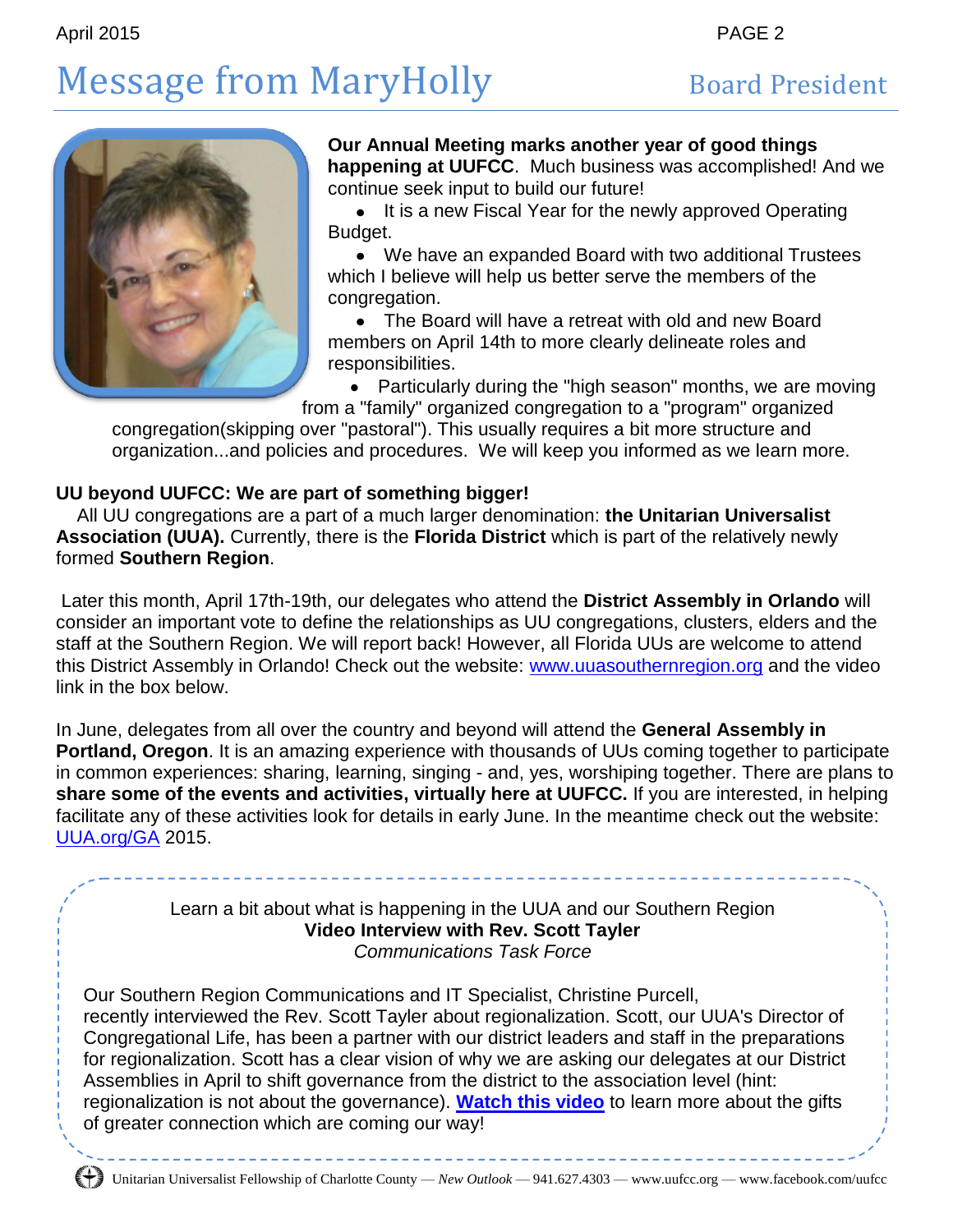# Message from MaryHolly

## Board President

**Our Annual Meeting marks another year of good things happening at UUFCC**. Much business was accomplished! And we continue seek input to build our future!

- It is a new Fiscal Year for the newly approved Operating Budget.
- We have an expanded Board with two additional Trustees which I believe will help us better serve the members of the congregation.
- The Board will have a retreat with old and new Board members on April 14th to more clearly delineate roles and responsibilities.
- Particularly during the "high season" months, we are moving from a "family" organized congregation to a "program" organized congregation(skipping over "pastoral"). This usually requires a bit more structure and organization...and policies and procedures. We will keep you informed as we learn more.

**UU beyond UUFCC: We are part of something bigger!**

All UU congregations are a part of a much larger denomination: **the Unitarian Universalist Association (UUA).** Currently, there is the **Florida District** which is part of the relatively newly formed **Southern Region**.

Later this month, April 17th-19th, our delegates who attend the **District Assembly in Orlando** will consider an important vote to define the relationships as UU congregations, clusters, elders and the staff at the Southern Region. We will report back! However, all Florida UUs are welcome to attend this District Assembly in Orlando! Check out the website: www.uuasouthernregion.org and the video link in the box below.

In June, delegates from all over the country and beyond will attend the **General Assembly in Portland, Oregon**. It is an amazing experience with thousands of UUs coming together to participate in common experiences: sharing, learning, singing - and, yes, worshiping together. There are plans to **share some of the events and activities, virtually here at UUFCC.** If you are interested, in helping facilitate any of these activities look for details in early June. In the meantime check out the website: UUA.org/GA 2015.

---

Learn a bit about what is happening in the UUA and our Southern Region
**Video Interview with Rev. Scott Tayler**
*Communications Task Force*

Our Southern Region Communications and IT Specialist, Christine Purcell, recently interviewed the Rev. Scott Tayler about regionalization. Scott, our UUA's Director of Congregational Life, has been a partner with our district leaders and staff in the preparations for regionalization. Scott has a clear vision of why we are asking our delegates at our District Assemblies in April to shift governance from the district to the association level (hint: regionalization is not about the governance). **Watch this video** to learn more about the gifts of greater connection which are coming our way!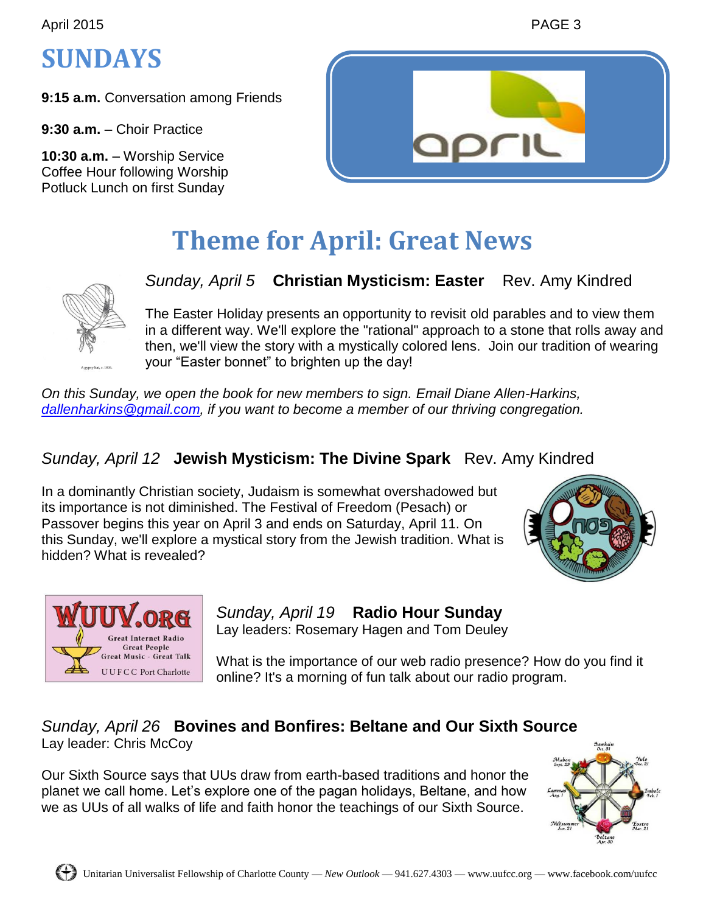# SUNDAYS

**9:15 a.m.** Conversation among Friends

**9:30 a.m.** – Choir Practice

**10:30 a.m.** – Worship Service
Coffee Hour following Worship
Potluck Lunch on first Sunday

## Theme for April: Great News

*Sunday, April 5* **Christian Mysticism: Easter** Rev. Amy Kindred

The Easter Holiday presents an opportunity to revisit old parables and to view them in a different way. We'll explore the "rational" approach to a stone that rolls away and then, we'll view the story with a mystically colored lens. Join our tradition of wearing your "Easter bonnet" to brighten up the day!

*On this Sunday, we open the book for new members to sign. Email Diane Allen-Harkins, dallenharkins@gmail.com, if you want to become a member of our thriving congregation.*

*Sunday, April 12* **Jewish Mysticism: The Divine Spark** Rev. Amy Kindred

In a dominantly Christian society, Judaism is somewhat overshadowed but its importance is not diminished. The Festival of Freedom (Pesach) or Passover begins this year on April 3 and ends on Saturday, April 11. On this Sunday, we'll explore a mystical story from the Jewish tradition. What is hidden? What is revealed?

*Sunday, April 19* **Radio Hour Sunday**
Lay leaders: Rosemary Hagen and Tom Deuley

What is the importance of our web radio presence? How do you find it online? It's a morning of fun talk about our radio program.

*Sunday, April 26* **Bovines and Bonfires: Beltane and Our Sixth Source**
Lay leader: Chris McCoy

Our Sixth Source says that UUs draw from earth-based traditions and honor the planet we call home. Let's explore one of the pagan holidays, Beltane, and how we as UUs of all walks of life and faith honor the teachings of our Sixth Source.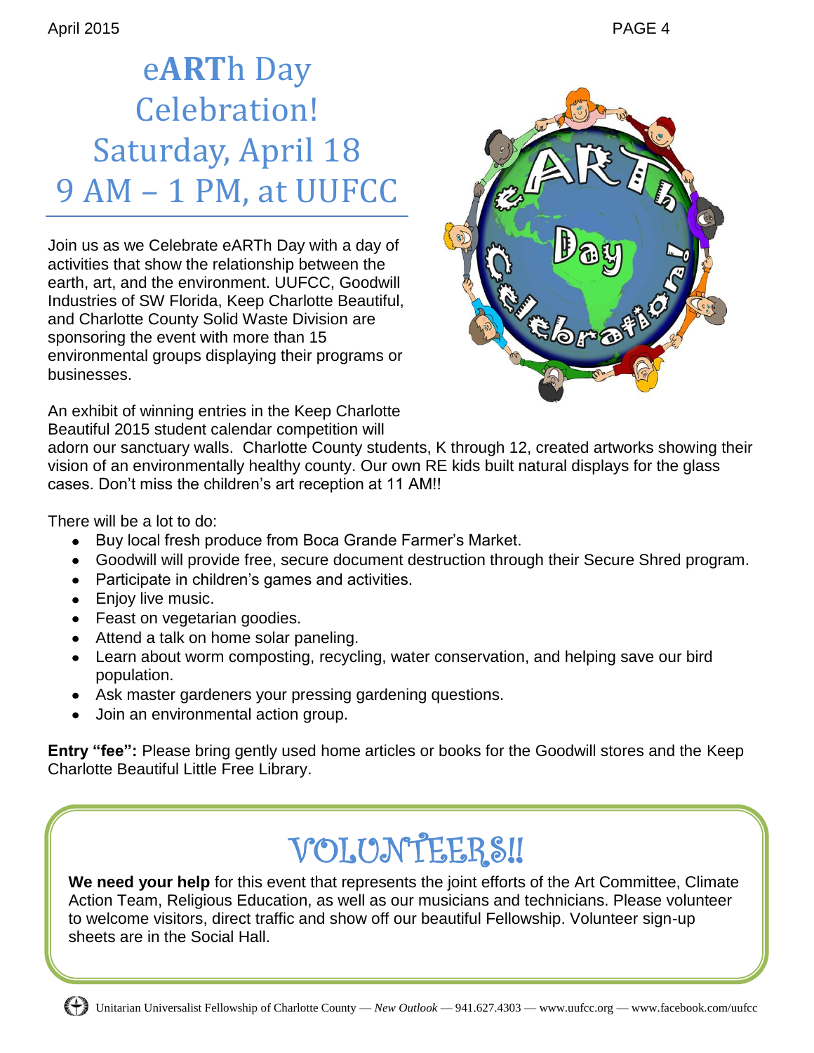# eARTh Day Celebration! Saturday, April 18 9 AM – 1 PM, at UUFCC

Join us as we Celebrate eARTh Day with a day of activities that show the relationship between the earth, art, and the environment. UUFCC, Goodwill Industries of SW Florida, Keep Charlotte Beautiful, and Charlotte County Solid Waste Division are sponsoring the event with more than 15 environmental groups displaying their programs or businesses.

An exhibit of winning entries in the Keep Charlotte Beautiful 2015 student calendar competition will adorn our sanctuary walls. Charlotte County students, K through 12, created artworks showing their vision of an environmentally healthy county. Our own RE kids built natural displays for the glass cases. Don't miss the children's art reception at 11 AM!!

There will be a lot to do:

- Buy local fresh produce from Boca Grande Farmer's Market.
- Goodwill will provide free, secure document destruction through their Secure Shred program.
- Participate in children's games and activities.
- Enjoy live music.
- Feast on vegetarian goodies.
- Attend a talk on home solar paneling.
- Learn about worm composting, recycling, water conservation, and helping save our bird population.
- Ask master gardeners your pressing gardening questions.
- Join an environmental action group.

**Entry "fee":** Please bring gently used home articles or books for the Goodwill stores and the Keep Charlotte Beautiful Little Free Library.

## VOLUNTEERS!!

**We need your help** for this event that represents the joint efforts of the Art Committee, Climate Action Team, Religious Education, as well as our musicians and technicians. Please volunteer to welcome visitors, direct traffic and show off our beautiful Fellowship. Volunteer sign-up sheets are in the Social Hall.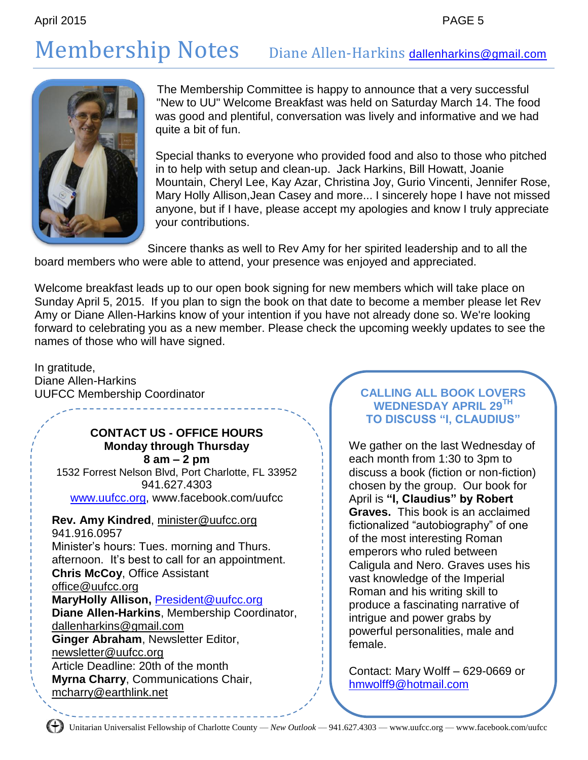# Membership Notes

Diane Allen-Harkins dallenharkins@gmail.com

The Membership Committee is happy to announce that a very successful "New to UU" Welcome Breakfast was held on Saturday March 14. The food was good and plentiful, conversation was lively and informative and we had quite a bit of fun.

Special thanks to everyone who provided food and also to those who pitched in to help with setup and clean-up. Jack Harkins, Bill Howatt, Joanie Mountain, Cheryl Lee, Kay Azar, Christina Joy, Gurio Vincenti, Jennifer Rose, Mary Holly Allison,Jean Casey and more... I sincerely hope I have not missed anyone, but if I have, please accept my apologies and know I truly appreciate your contributions.

Sincere thanks as well to Rev Amy for her spirited leadership and to all the board members who were able to attend, your presence was enjoyed and appreciated.

Welcome breakfast leads up to our open book signing for new members which will take place on Sunday April 5, 2015. If you plan to sign the book on that date to become a member please let Rev Amy or Diane Allen-Harkins know of your intention if you have not already done so. We're looking forward to celebrating you as a new member. Please check the upcoming weekly updates to see the names of those who will have signed.

In gratitude,
Diane Allen-Harkins
UUFCC Membership Coordinator

**CONTACT US - OFFICE HOURS**
**Monday through Thursday**
**8 am – 2 pm**
1532 Forrest Nelson Blvd, Port Charlotte, FL 33952
941.627.4303
www.uufcc.org, www.facebook.com/uufcc

**Rev. Amy Kindred**, minister@uufcc.org
941.916.0957
Minister's hours: Tues. morning and Thurs. afternoon. It's best to call for an appointment.
**Chris McCoy**, Office Assistant
office@uufcc.org
**MaryHolly Allison,** President@uufcc.org
**Diane Allen-Harkins**, Membership Coordinator,
dallenharkins@gmail.com
**Ginger Abraham**, Newsletter Editor,
newsletter@uufcc.org
Article Deadline: 20th of the month
**Myrna Charry**, Communications Chair,
mcharry@earthlink.net

**CALLING ALL BOOK LOVERS**
**WEDNESDAY APRIL 29TH**
**TO DISCUSS "I, CLAUDIUS"**

We gather on the last Wednesday of each month from 1:30 to 3pm to discuss a book (fiction or non-fiction) chosen by the group. Our book for April is **"I, Claudius" by Robert Graves.** This book is an acclaimed fictionalized "autobiography" of one of the most interesting Roman emperors who ruled between Caligula and Nero. Graves uses his vast knowledge of the Imperial Roman and his writing skill to produce a fascinating narrative of intrigue and power grabs by powerful personalities, male and female.

Contact: Mary Wolff – 629-0669 or hmwolff9@hotmail.com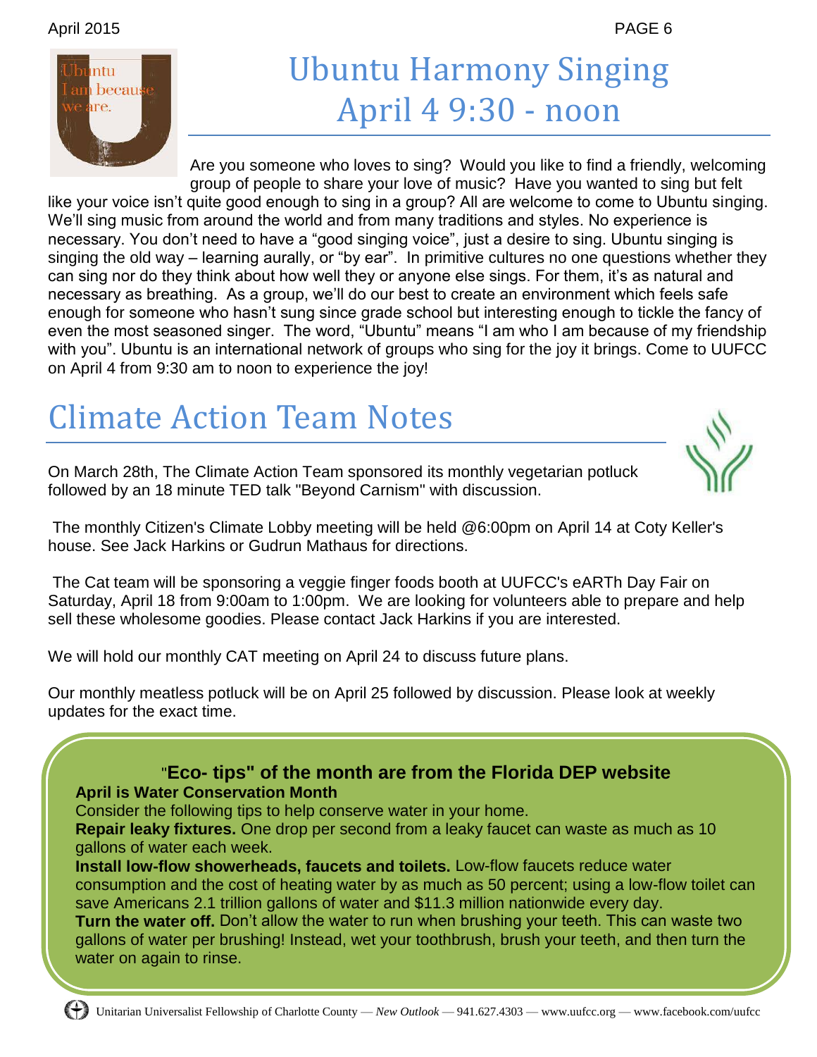# Ubuntu Harmony Singing April 4 9:30 - noon

Are you someone who loves to sing? Would you like to find a friendly, welcoming group of people to share your love of music? Have you wanted to sing but felt like your voice isn't quite good enough to sing in a group? All are welcome to come to Ubuntu singing. We'll sing music from around the world and from many traditions and styles. No experience is necessary. You don't need to have a "good singing voice", just a desire to sing. Ubuntu singing is singing the old way – learning aurally, or "by ear". In primitive cultures no one questions whether they can sing nor do they think about how well they or anyone else sings. For them, it's as natural and necessary as breathing. As a group, we'll do our best to create an environment which feels safe enough for someone who hasn't sung since grade school but interesting enough to tickle the fancy of even the most seasoned singer. The word, "Ubuntu" means "I am who I am because of my friendship with you". Ubuntu is an international network of groups who sing for the joy it brings. Come to UUFCC on April 4 from 9:30 am to noon to experience the joy!

# Climate Action Team Notes

On March 28th, The Climate Action Team sponsored its monthly vegetarian potluck followed by an 18 minute TED talk "Beyond Carnism" with discussion.

The monthly Citizen's Climate Lobby meeting will be held @6:00pm on April 14 at Coty Keller's house. See Jack Harkins or Gudrun Mathaus for directions.

The Cat team will be sponsoring a veggie finger foods booth at UUFCC's eARTh Day Fair on Saturday, April 18 from 9:00am to 1:00pm. We are looking for volunteers able to prepare and help sell these wholesome goodies. Please contact Jack Harkins if you are interested.

We will hold our monthly CAT meeting on April 24 to discuss future plans.

Our monthly meatless potluck will be on April 25 followed by discussion. Please look at weekly updates for the exact time.

### "Eco- tips" of the month are from the Florida DEP website

**April is Water Conservation Month**

Consider the following tips to help conserve water in your home.

**Repair leaky fixtures.** One drop per second from a leaky faucet can waste as much as 10 gallons of water each week.

**Install low-flow showerheads, faucets and toilets.** Low-flow faucets reduce water consumption and the cost of heating water by as much as 50 percent; using a low-flow toilet can save Americans 2.1 trillion gallons of water and $11.3 million nationwide every day.

**Turn the water off.** Don't allow the water to run when brushing your teeth. This can waste two gallons of water per brushing! Instead, wet your toothbrush, brush your teeth, and then turn the water on again to rinse.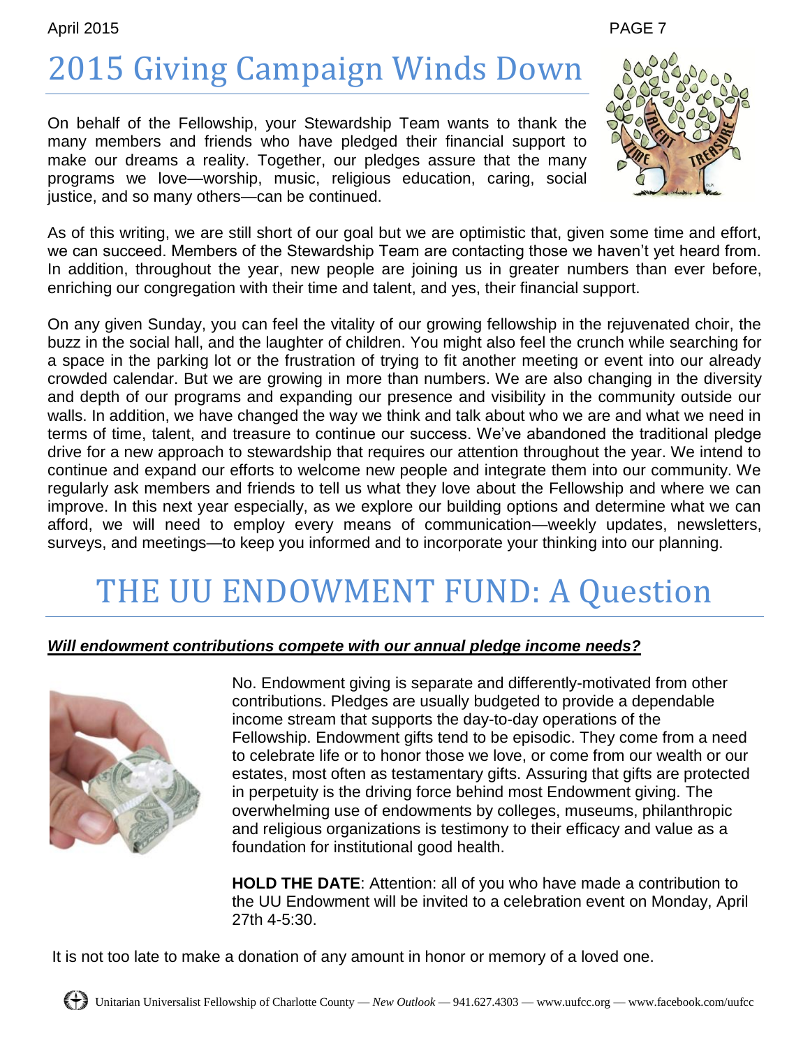# 2015 Giving Campaign Winds Down

On behalf of the Fellowship, your Stewardship Team wants to thank the many members and friends who have pledged their financial support to make our dreams a reality. Together, our pledges assure that the many programs we love—worship, music, religious education, caring, social justice, and so many others—can be continued.

As of this writing, we are still short of our goal but we are optimistic that, given some time and effort, we can succeed. Members of the Stewardship Team are contacting those we haven't yet heard from. In addition, throughout the year, new people are joining us in greater numbers than ever before, enriching our congregation with their time and talent, and yes, their financial support.

On any given Sunday, you can feel the vitality of our growing fellowship in the rejuvenated choir, the buzz in the social hall, and the laughter of children. You might also feel the crunch while searching for a space in the parking lot or the frustration of trying to fit another meeting or event into our already crowded calendar. But we are growing in more than numbers. We are also changing in the diversity and depth of our programs and expanding our presence and visibility in the community outside our walls. In addition, we have changed the way we think and talk about who we are and what we need in terms of time, talent, and treasure to continue our success. We've abandoned the traditional pledge drive for a new approach to stewardship that requires our attention throughout the year. We intend to continue and expand our efforts to welcome new people and integrate them into our community. We regularly ask members and friends to tell us what they love about the Fellowship and where we can improve. In this next year especially, as we explore our building options and determine what we can afford, we will need to employ every means of communication—weekly updates, newsletters, surveys, and meetings—to keep you informed and to incorporate your thinking into our planning.

# THE UU ENDOWMENT FUND: A Question

***Will endowment contributions compete with our annual pledge income needs?***

No. Endowment giving is separate and differently-motivated from other contributions. Pledges are usually budgeted to provide a dependable income stream that supports the day-to-day operations of the Fellowship. Endowment gifts tend to be episodic. They come from a need to celebrate life or to honor those we love, or come from our wealth or our estates, most often as testamentary gifts. Assuring that gifts are protected in perpetuity is the driving force behind most Endowment giving. The overwhelming use of endowments by colleges, museums, philanthropic and religious organizations is testimony to their efficacy and value as a foundation for institutional good health.

**HOLD THE DATE**: Attention: all of you who have made a contribution to the UU Endowment will be invited to a celebration event on Monday, April 27th 4-5:30.

It is not too late to make a donation of any amount in honor or memory of a loved one.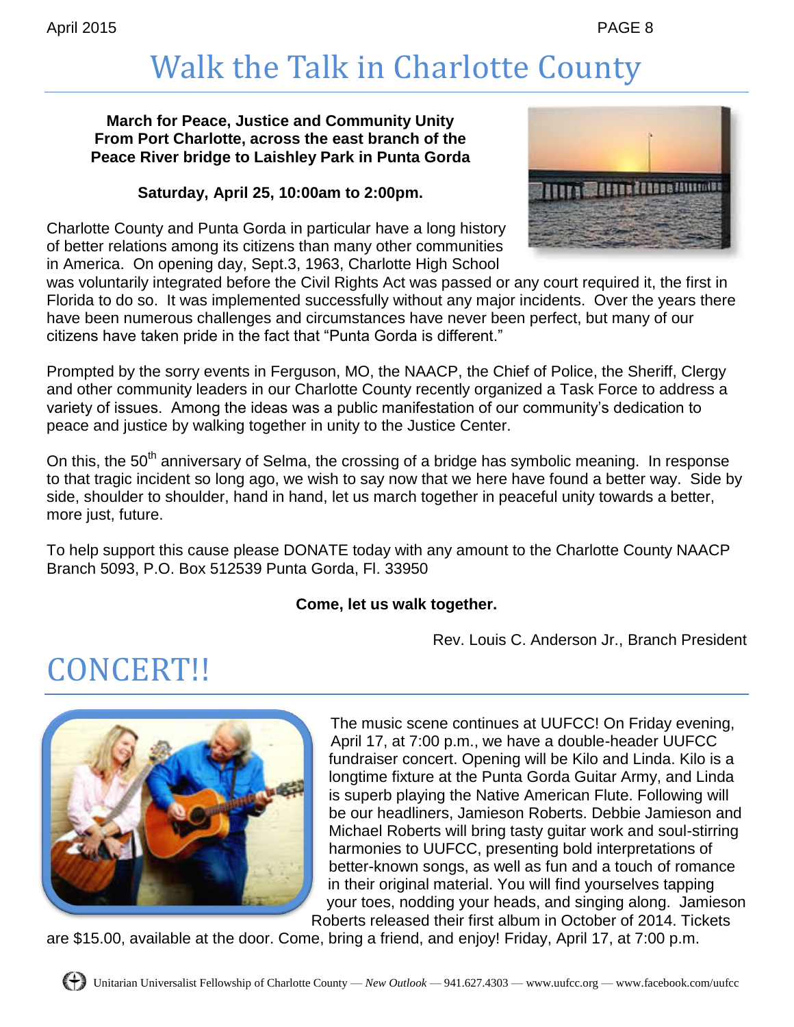# Walk the Talk in Charlotte County

**March for Peace, Justice and Community Unity From Port Charlotte, across the east branch of the Peace River bridge to Laishley Park in Punta Gorda**

**Saturday, April 25, 10:00am to 2:00pm.**

Charlotte County and Punta Gorda in particular have a long history of better relations among its citizens than many other communities in America. On opening day, Sept.3, 1963, Charlotte High School was voluntarily integrated before the Civil Rights Act was passed or any court required it, the first in Florida to do so. It was implemented successfully without any major incidents. Over the years there have been numerous challenges and circumstances have never been perfect, but many of our citizens have taken pride in the fact that "Punta Gorda is different."

Prompted by the sorry events in Ferguson, MO, the NAACP, the Chief of Police, the Sheriff, Clergy and other community leaders in our Charlotte County recently organized a Task Force to address a variety of issues. Among the ideas was a public manifestation of our community's dedication to peace and justice by walking together in unity to the Justice Center.

On this, the 50th anniversary of Selma, the crossing of a bridge has symbolic meaning. In response to that tragic incident so long ago, we wish to say now that we here have found a better way. Side by side, shoulder to shoulder, hand in hand, let us march together in peaceful unity towards a better, more just, future.

To help support this cause please DONATE today with any amount to the Charlotte County NAACP Branch 5093, P.O. Box 512539 Punta Gorda, Fl. 33950

**Come, let us walk together.**

Rev. Louis C. Anderson Jr., Branch President

# CONCERT!!

The music scene continues at UUFCC! On Friday evening, April 17, at 7:00 p.m., we have a double-header UUFCC fundraiser concert. Opening will be Kilo and Linda. Kilo is a longtime fixture at the Punta Gorda Guitar Army, and Linda is superb playing the Native American Flute. Following will be our headliners, Jamieson Roberts. Debbie Jamieson and Michael Roberts will bring tasty guitar work and soul-stirring harmonies to UUFCC, presenting bold interpretations of better-known songs, as well as fun and a touch of romance in their original material. You will find yourselves tapping your toes, nodding your heads, and singing along. Jamieson Roberts released their first album in October of 2014. Tickets are $15.00, available at the door. Come, bring a friend, and enjoy! Friday, April 17, at 7:00 p.m.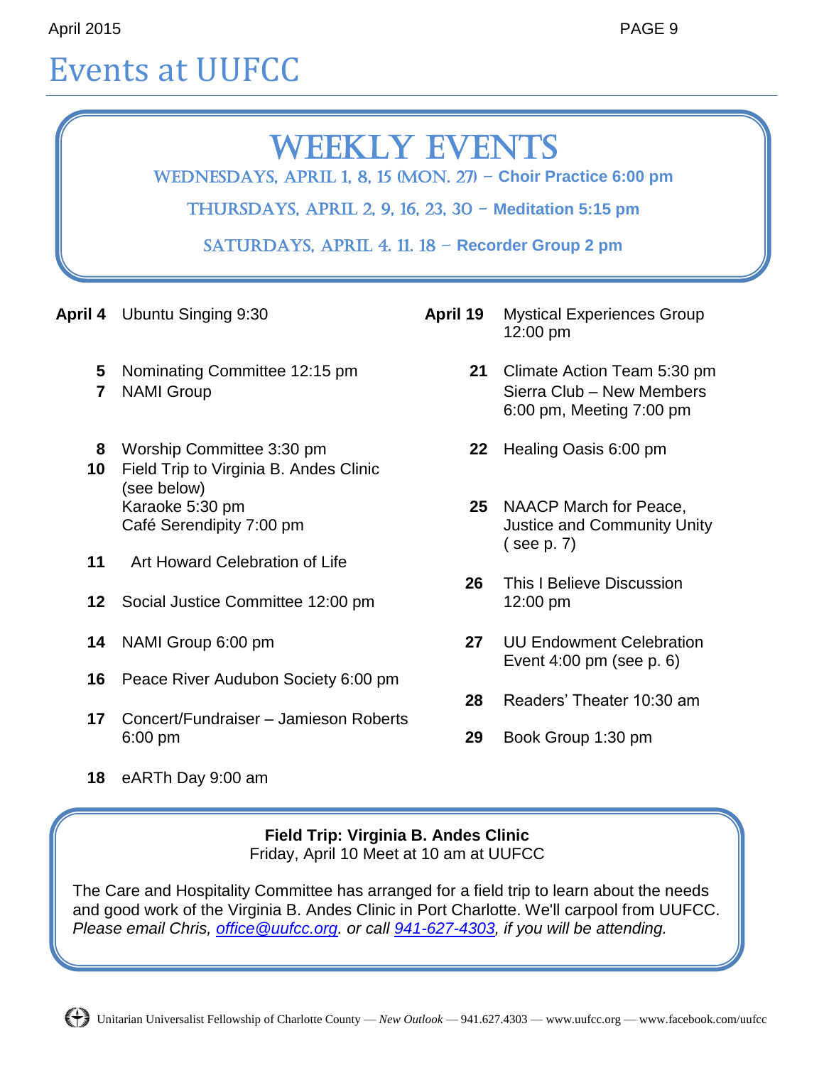# Events at UUFCC

## WEEKLY EVENTS

WEDNESDAYS, APRIL 1, 8, 15 (MON. 27) – **Choir Practice 6:00 pm**

THURSDAYS, APRIL 2, 9, 16, 23, 30 – **Meditation 5:15 pm**

SATURDAYS, APRIL 4. 11. 18 – **Recorder Group 2 pm**

**April 4** Ubuntu Singing 9:30

**5** Nominating Committee 12:15 pm

**7** NAMI Group

**8** Worship Committee 3:30 pm

**10** Field Trip to Virginia B. Andes Clinic (see below)
Karaoke 5:30 pm
Café Serendipity 7:00 pm

**11** Art Howard Celebration of Life

**12** Social Justice Committee 12:00 pm

**14** NAMI Group 6:00 pm

**16** Peace River Audubon Society 6:00 pm

**17** Concert/Fundraiser – Jamieson Roberts 6:00 pm

**18** eARTh Day 9:00 am

**April 19** Mystical Experiences Group 12:00 pm

**21** Climate Action Team 5:30 pm
Sierra Club – New Members 6:00 pm, Meeting 7:00 pm

**22** Healing Oasis 6:00 pm

**25** NAACP March for Peace, Justice and Community Unity ( see p. 7)

**26** This I Believe Discussion 12:00 pm

**27** UU Endowment Celebration Event 4:00 pm (see p. 6)

**28** Readers' Theater 10:30 am

**29** Book Group 1:30 pm

**Field Trip: Virginia B. Andes Clinic**
Friday, April 10 Meet at 10 am at UUFCC

The Care and Hospitality Committee has arranged for a field trip to learn about the needs and good work of the Virginia B. Andes Clinic in Port Charlotte. We'll carpool from UUFCC. *Please email Chris, office@uufcc.org. or call 941-627-4303, if you will be attending.*